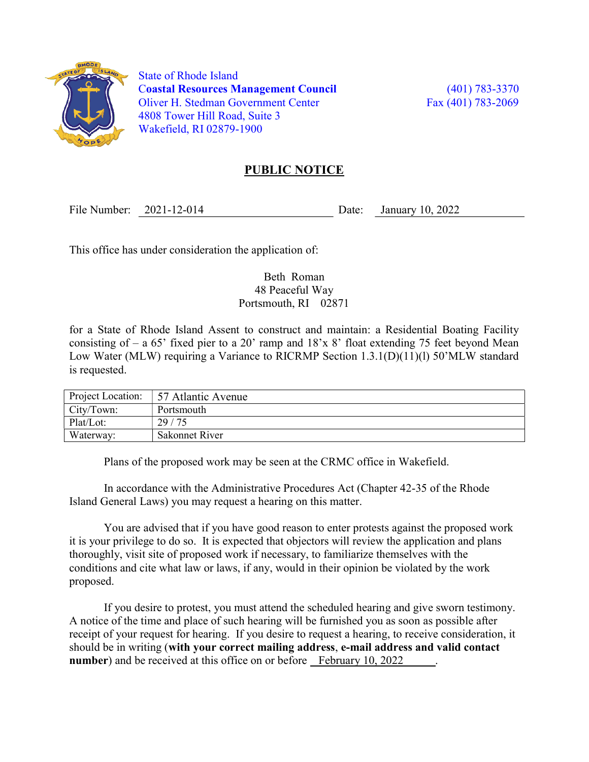State of Rhode Island
**Coastal Resources Management Council**
Oliver H. Stedman Government Center
4808 Tower Hill Road, Suite 3
Wakefield, RI 02879-1900

(401) 783-3370
Fax (401) 783-2069

## PUBLIC NOTICE

File Number: 2021-12-014 Date: January 10, 2022

This office has under consideration the application of:

Beth Roman
48 Peaceful Way
Portsmouth, RI 02871

for a State of Rhode Island Assent to construct and maintain: a Residential Boating Facility consisting of – a 65' fixed pier to a 20' ramp and 18'x 8' float extending 75 feet beyond Mean Low Water (MLW) requiring a Variance to RICRMP Section 1.3.1(D)(11)(l) 50'MLW standard is requested.

| Project Location: | 57 Atlantic Avenue |
|---|---|
| City/Town: | Portsmouth |
| Plat/Lot: | 29 / 75 |
| Waterway: | Sakonnet River |

Plans of the proposed work may be seen at the CRMC office in Wakefield.

In accordance with the Administrative Procedures Act (Chapter 42-35 of the Rhode Island General Laws) you may request a hearing on this matter.

You are advised that if you have good reason to enter protests against the proposed work it is your privilege to do so. It is expected that objectors will review the application and plans thoroughly, visit site of proposed work if necessary, to familiarize themselves with the conditions and cite what law or laws, if any, would in their opinion be violated by the work proposed.

If you desire to protest, you must attend the scheduled hearing and give sworn testimony. A notice of the time and place of such hearing will be furnished you as soon as possible after receipt of your request for hearing. If you desire to request a hearing, to receive consideration, it should be in writing (**with your correct mailing address**, **e-mail address and valid contact number**) and be received at this office on or before February 10, 2022.